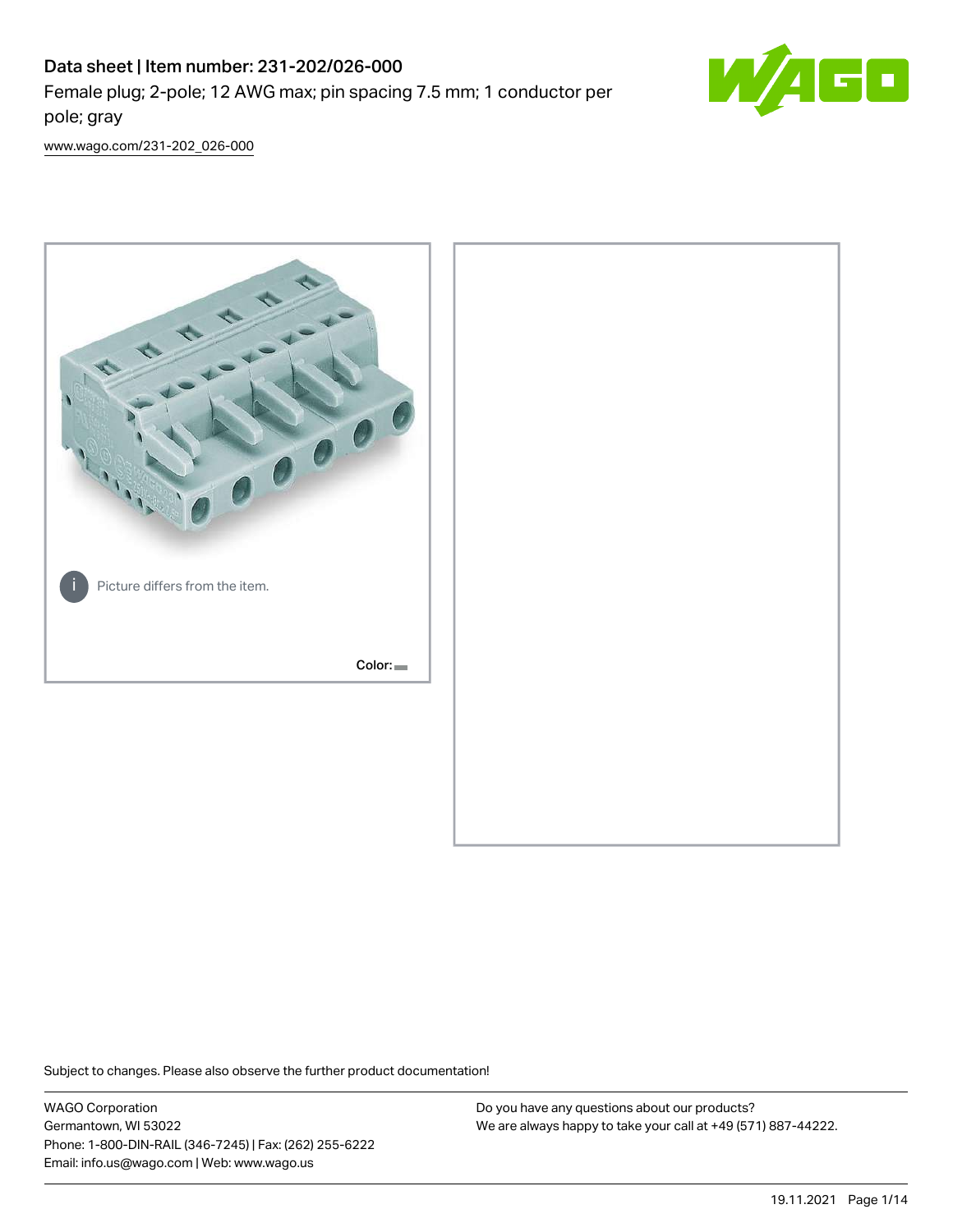# Data sheet | Item number: 231-202/026-000

Female plug; 2-pole; 12 AWG max; pin spacing 7.5 mm; 1 conductor per pole; gray

www.wago.com/231-202_026-000

Picture differs from the item.

Color:

Subject to changes. Please also observe the further product documentation!

WAGO Corporation
Germantown, WI 53022
Phone: 1-800-DIN-RAIL (346-7245) | Fax: (262) 255-6222
Email: info.us@wago.com | Web: www.wago.us

Do you have any questions about our products?
We are always happy to take your call at +49 (571) 887-44222.

19.11.2021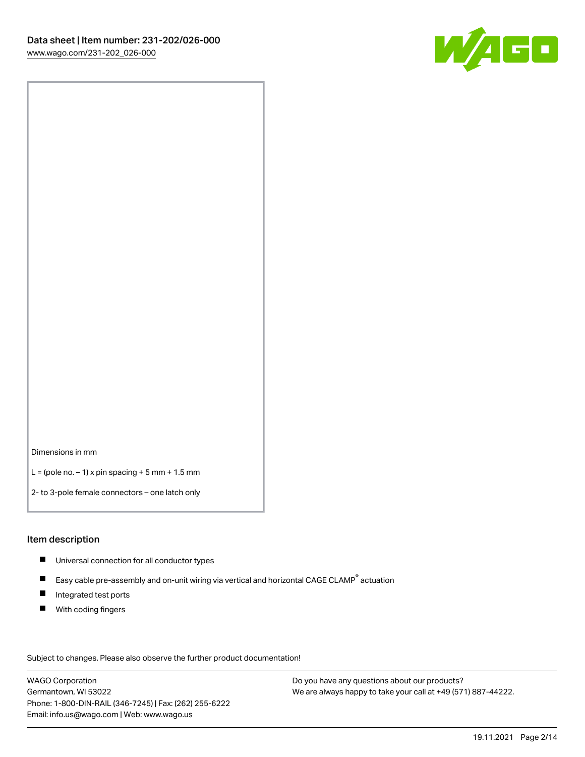Dimensions in mm

L = (pole no. – 1) x pin spacing + 5 mm + 1.5 mm

2- to 3-pole female connectors – one latch only

## Item description

- Universal connection for all conductor types
- Easy cable pre-assembly and on-unit wiring via vertical and horizontal CAGE CLAMP® actuation
- Integrated test ports
- With coding fingers

Subject to changes. Please also observe the further product documentation!

WAGO Corporation
Germantown, WI 53022
Phone: 1-800-DIN-RAIL (346-7245) | Fax: (262) 255-6222
Email: info.us@wago.com | Web: www.wago.us

Do you have any questions about our products?
We are always happy to take your call at +49 (571) 887-44222.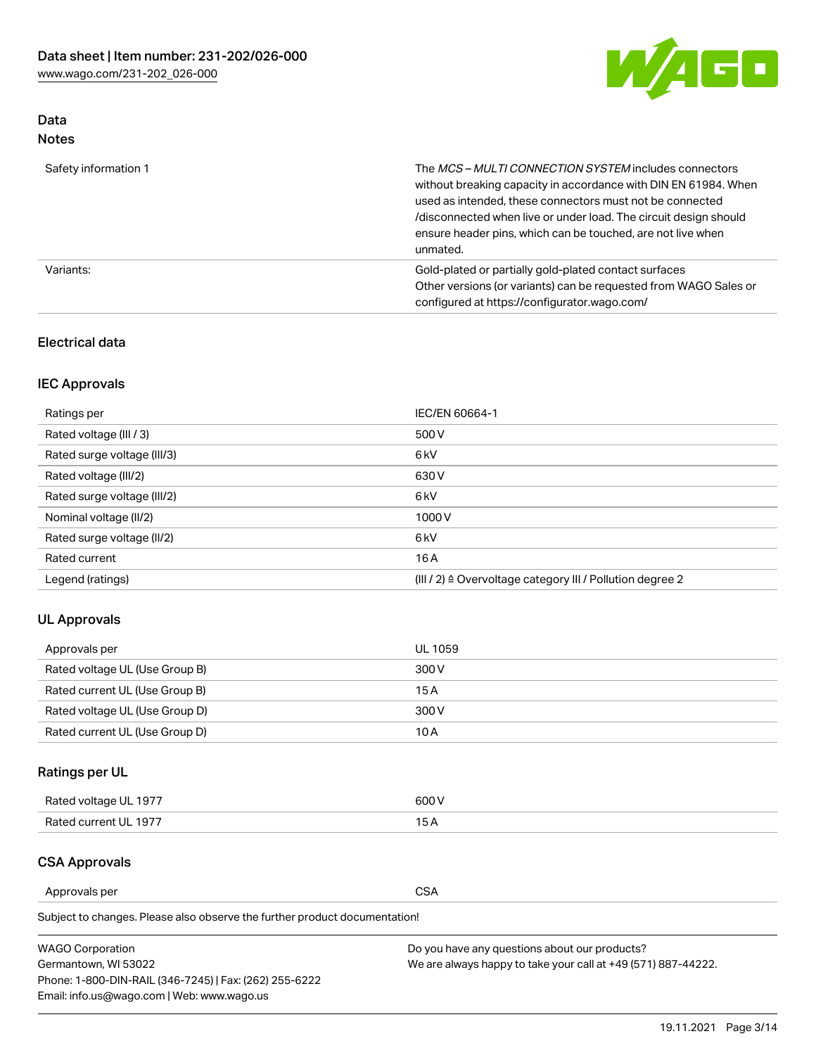## Data
### Notes

| | |
|---|---|
| Safety information 1 | The *MCS – MULTI CONNECTION SYSTEM* includes connectors without breaking capacity in accordance with DIN EN 61984. When used as intended, these connectors must not be connected /disconnected when live or under load. The circuit design should ensure header pins, which can be touched, are not live when unmated. |
| Variants: | Gold-plated or partially gold-plated contact surfaces<br>Other versions (or variants) can be requested from WAGO Sales or configured at https://configurator.wago.com/ |

### Electrical data

### IEC Approvals

| | |
|---|---|
| Ratings per | IEC/EN 60664-1 |
| Rated voltage (III / 3) | 500 V |
| Rated surge voltage (III/3) | 6 kV |
| Rated voltage (III/2) | 630 V |
| Rated surge voltage (III/2) | 6 kV |
| Nominal voltage (II/2) | 1000 V |
| Rated surge voltage (II/2) | 6 kV |
| Rated current | 16 A |
| Legend (ratings) | (III / 2) ≙ Overvoltage category III / Pollution degree 2 |

### UL Approvals

| | |
|---|---|
| Approvals per | UL 1059 |
| Rated voltage UL (Use Group B) | 300 V |
| Rated current UL (Use Group B) | 15 A |
| Rated voltage UL (Use Group D) | 300 V |
| Rated current UL (Use Group D) | 10 A |

### Ratings per UL

| | |
|---|---|
| Rated voltage UL 1977 | 600 V |
| Rated current UL 1977 | 15 A |

### CSA Approvals

| | |
|---|---|
| Approvals per | CSA |

Subject to changes. Please also observe the further product documentation!

WAGO Corporation
Germantown, WI 53022
Phone: 1-800-DIN-RAIL (346-7245) | Fax: (262) 255-6222
Email: info.us@wago.com | Web: www.wago.us

Do you have any questions about our products?
We are always happy to take your call at +49 (571) 887-44222.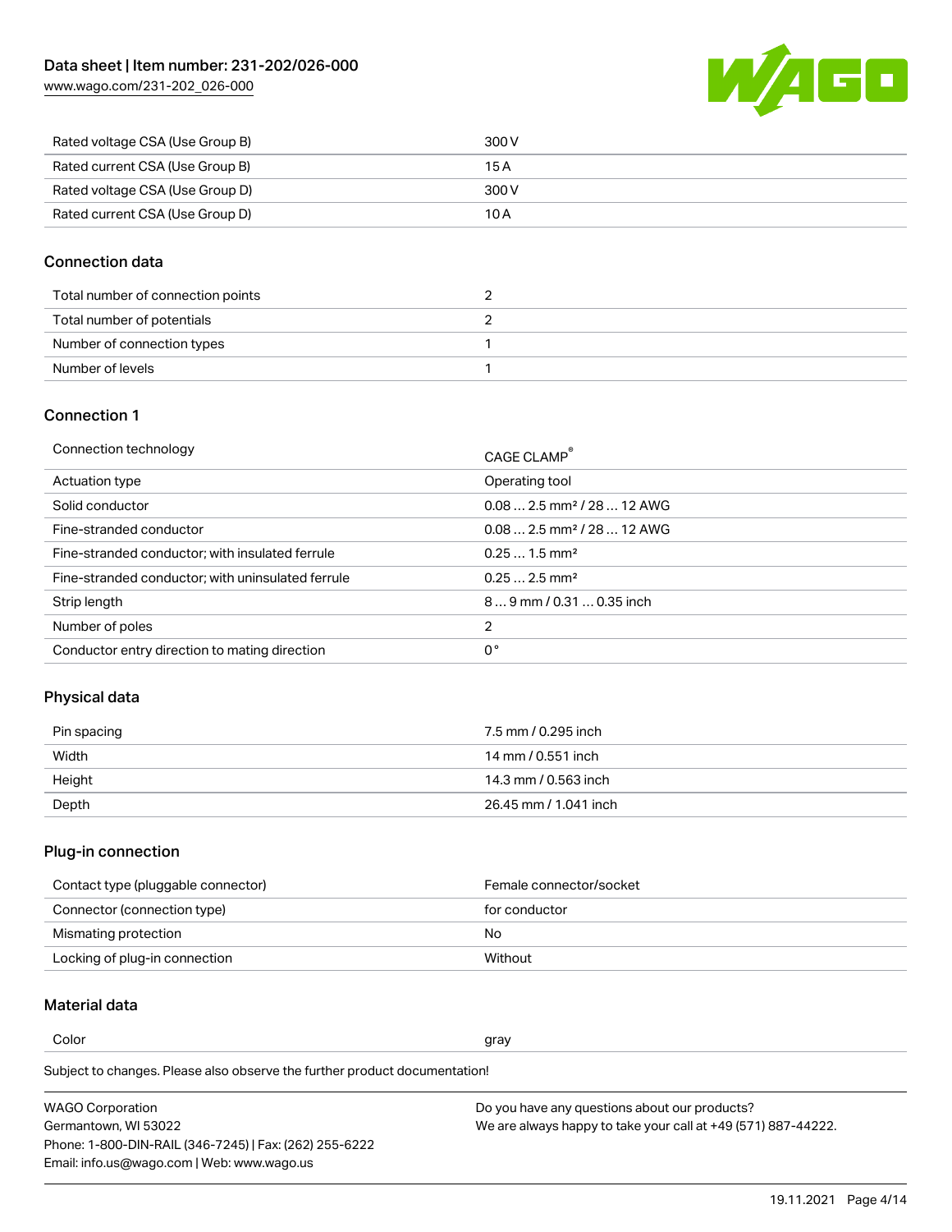| Rated voltage CSA (Use Group B) | 300 V |
| --- | --- |
| Rated current CSA (Use Group B) | 15 A |
| Rated voltage CSA (Use Group D) | 300 V |
| Rated current CSA (Use Group D) | 10 A |

## Connection data

| Total number of connection points | 2 |
| --- | --- |
| Total number of potentials | 2 |
| Number of connection types | 1 |
| Number of levels | 1 |

## Connection 1

| Connection technology | CAGE CLAMP® |
| --- | --- |
| Actuation type | Operating tool |
| Solid conductor | 0.08 … 2.5 mm² / 28 … 12 AWG |
| Fine-stranded conductor | 0.08 … 2.5 mm² / 28 … 12 AWG |
| Fine-stranded conductor; with insulated ferrule | 0.25 … 1.5 mm² |
| Fine-stranded conductor; with uninsulated ferrule | 0.25 … 2.5 mm² |
| Strip length | 8 … 9 mm / 0.31 … 0.35 inch |
| Number of poles | 2 |
| Conductor entry direction to mating direction | 0 ° |

## Physical data

| Pin spacing | 7.5 mm / 0.295 inch |
| --- | --- |
| Width | 14 mm / 0.551 inch |
| Height | 14.3 mm / 0.563 inch |
| Depth | 26.45 mm / 1.041 inch |

## Plug-in connection

| Contact type (pluggable connector) | Female connector/socket |
| --- | --- |
| Connector (connection type) | for conductor |
| Mismating protection | No |
| Locking of plug-in connection | Without |

## Material data

| Color | gray |
| --- | --- |

Subject to changes. Please also observe the further product documentation!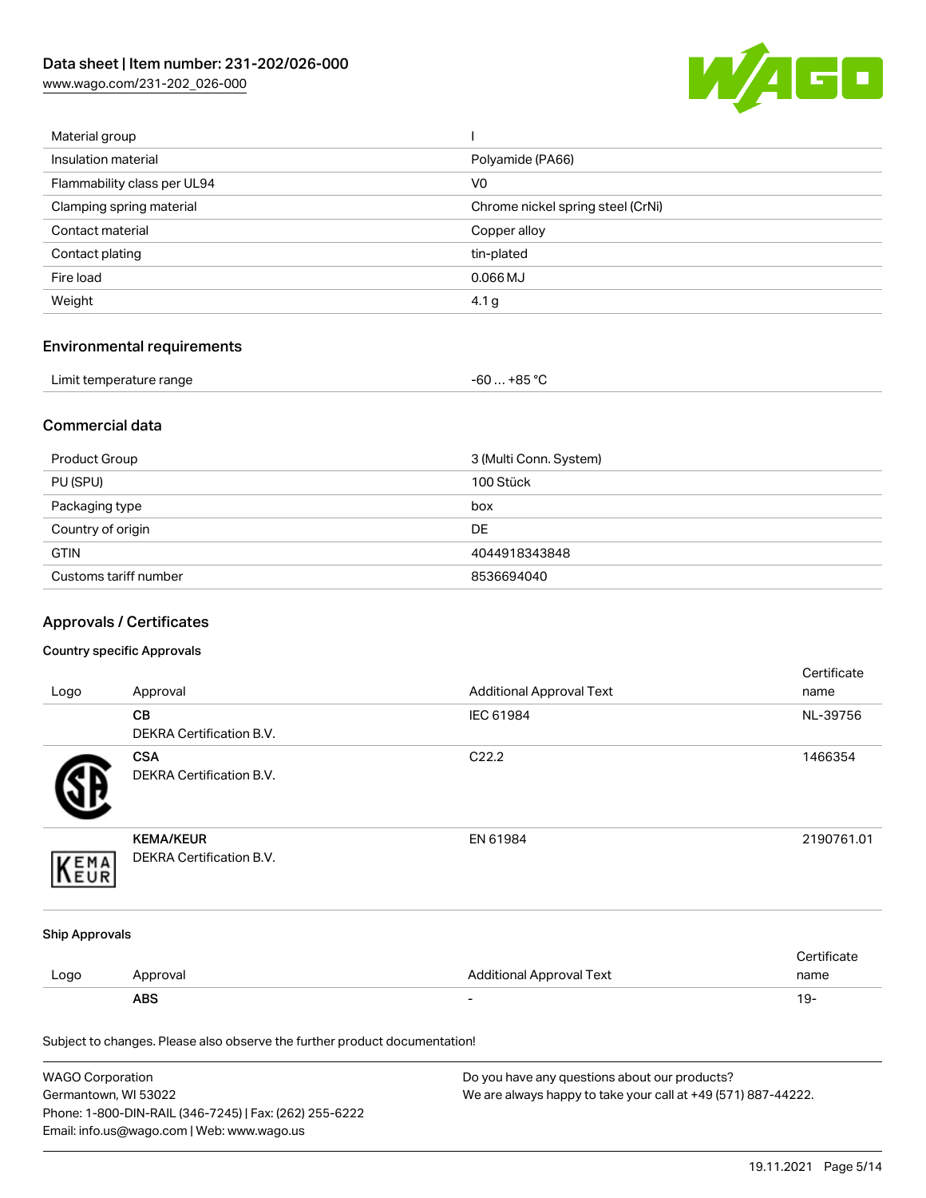| | |
|---|---|
| Material group | I |
| Insulation material | Polyamide (PA66) |
| Flammability class per UL94 | V0 |
| Clamping spring material | Chrome nickel spring steel (CrNi) |
| Contact material | Copper alloy |
| Contact plating | tin-plated |
| Fire load | 0.066 MJ |
| Weight | 4.1 g |

## Environmental requirements

| | |
|---|---|
| Limit temperature range | -60 … +85 °C |

## Commercial data

| | |
|---|---|
| Product Group | 3 (Multi Conn. System) |
| PU (SPU) | 100 Stück |
| Packaging type | box |
| Country of origin | DE |
| GTIN | 4044918343848 |
| Customs tariff number | 8536694040 |

## Approvals / Certificates

### Country specific Approvals

| Logo | Approval | Additional Approval Text | Certificate name |
|---|---|---|---|
| | **CB**<br>DEKRA Certification B.V. | IEC 61984 | NL-39756 |
| | **CSA**<br>DEKRA Certification B.V. | C22.2 | 1466354 |
| | **KEMA/KEUR**<br>DEKRA Certification B.V. | EN 61984 | 2190761.01 |

### Ship Approvals

| Logo | Approval | Additional Approval Text | Certificate name |
|---|---|---|---|
| | **ABS** | - | 19- |

Subject to changes. Please also observe the further product documentation!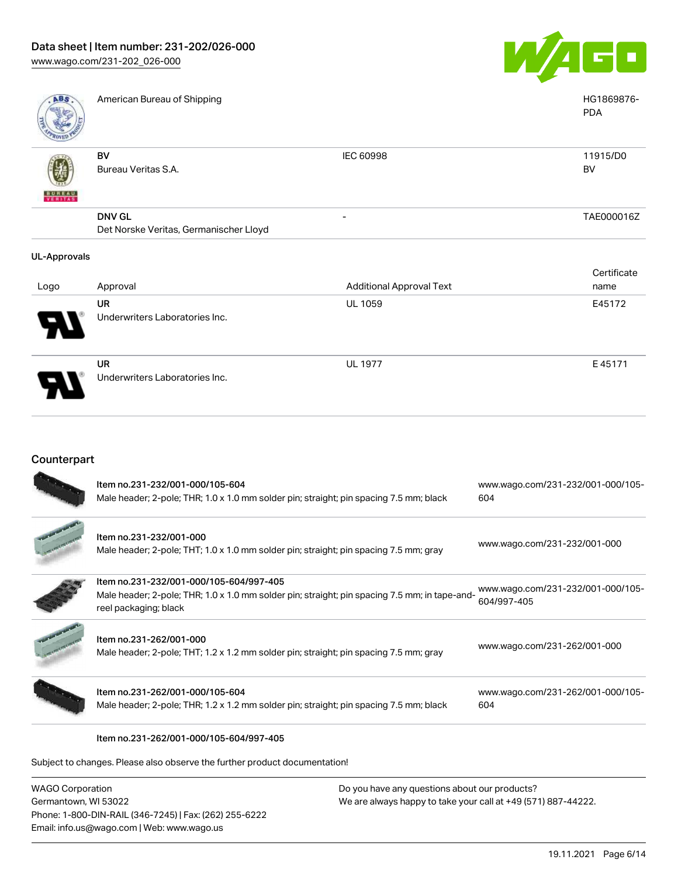| Logo | Approval | Additional Approval Text | Certificate name |
|---|---|---|---|
| | American Bureau of Shipping | | HG1869876-PDA |
| | **BV** Bureau Veritas S.A. | IEC 60998 | 11915/D0 BV |
| | **DNV GL** Det Norske Veritas, Germanischer Lloyd | - | TAE000016Z |

**UL-Approvals**

| Logo | Approval | Additional Approval Text | Certificate name |
|---|---|---|---|
| | **UR** Underwriters Laboratories Inc. | UL 1059 | E45172 |
| | **UR** Underwriters Laboratories Inc. | UL 1977 | E 45171 |

## Counterpart

| Item | Link |
|---|---|
| Item no.231-232/001-000/105-604 Male header; 2-pole; THR; 1.0 x 1.0 mm solder pin; straight; pin spacing 7.5 mm; black | www.wago.com/231-232/001-000/105-604 |
| Item no.231-232/001-000 Male header; 2-pole; THT; 1.0 x 1.0 mm solder pin; straight; pin spacing 7.5 mm; gray | www.wago.com/231-232/001-000 |
| Item no.231-232/001-000/105-604/997-405 Male header; 2-pole; THR; 1.0 x 1.0 mm solder pin; straight; pin spacing 7.5 mm; in tape-and-reel packaging; black | www.wago.com/231-232/001-000/105-604/997-405 |
| Item no.231-262/001-000 Male header; 2-pole; THT; 1.2 x 1.2 mm solder pin; straight; pin spacing 7.5 mm; gray | www.wago.com/231-262/001-000 |
| Item no.231-262/001-000/105-604 Male header; 2-pole; THR; 1.2 x 1.2 mm solder pin; straight; pin spacing 7.5 mm; black | www.wago.com/231-262/001-000/105-604 |
| Item no.231-262/001-000/105-604/997-405 | |

Subject to changes. Please also observe the further product documentation!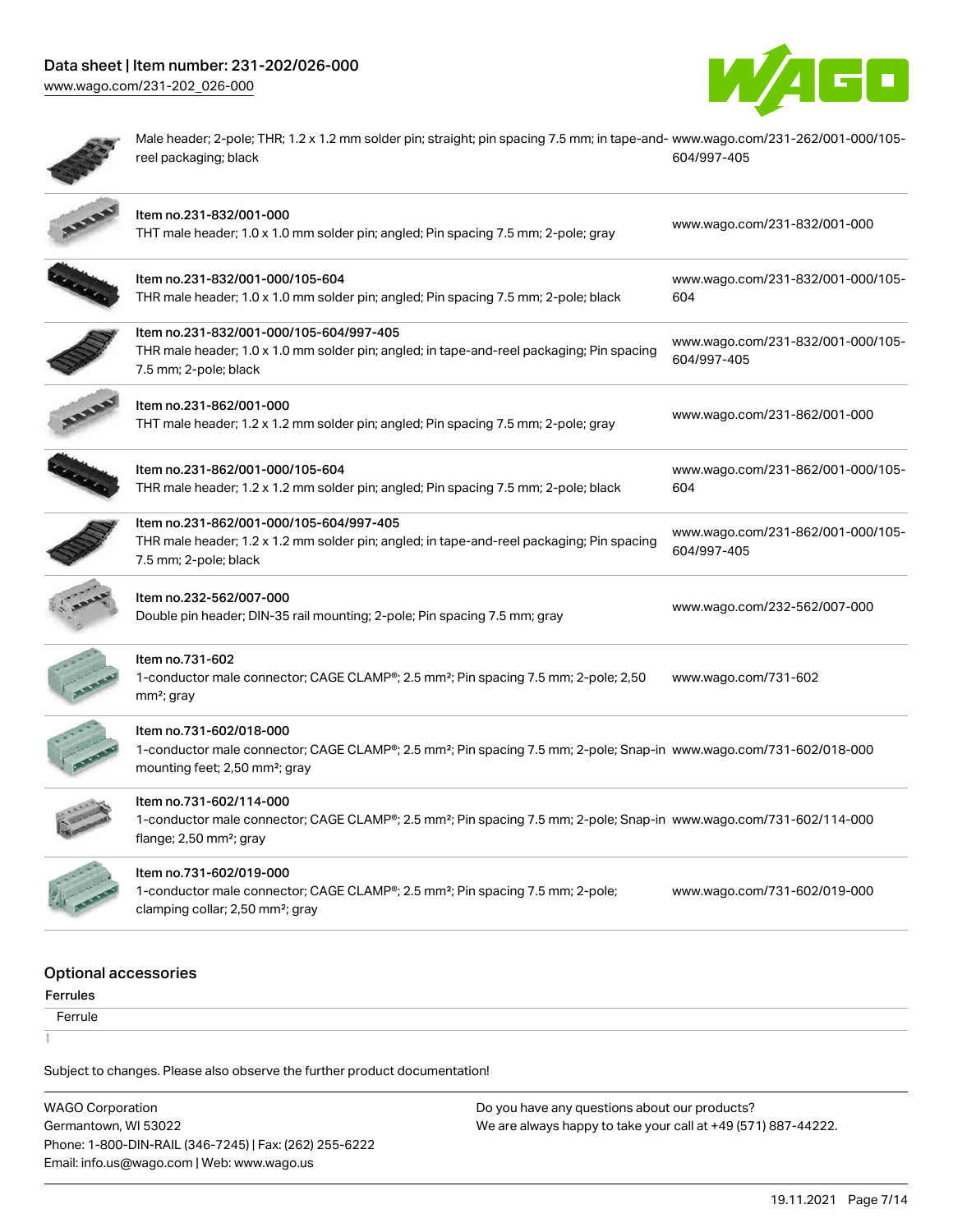| | |
|---|---|
| Male header; 2-pole; THR; 1.2 x 1.2 mm solder pin; straight; pin spacing 7.5 mm; in tape-and-reel packaging; black | www.wago.com/231-262/001-000/105-604/997-405 |
| Item no.231-832/001-000<br>THT male header; 1.0 x 1.0 mm solder pin; angled; Pin spacing 7.5 mm; 2-pole; gray | www.wago.com/231-832/001-000 |
| Item no.231-832/001-000/105-604<br>THR male header; 1.0 x 1.0 mm solder pin; angled; Pin spacing 7.5 mm; 2-pole; black | www.wago.com/231-832/001-000/105-604 |
| Item no.231-832/001-000/105-604/997-405<br>THR male header; 1.0 x 1.0 mm solder pin; angled; in tape-and-reel packaging; Pin spacing 7.5 mm; 2-pole; black | www.wago.com/231-832/001-000/105-604/997-405 |
| Item no.231-862/001-000<br>THT male header; 1.2 x 1.2 mm solder pin; angled; Pin spacing 7.5 mm; 2-pole; gray | www.wago.com/231-862/001-000 |
| Item no.231-862/001-000/105-604<br>THR male header; 1.2 x 1.2 mm solder pin; angled; Pin spacing 7.5 mm; 2-pole; black | www.wago.com/231-862/001-000/105-604 |
| Item no.231-862/001-000/105-604/997-405<br>THR male header; 1.2 x 1.2 mm solder pin; angled; in tape-and-reel packaging; Pin spacing 7.5 mm; 2-pole; black | www.wago.com/231-862/001-000/105-604/997-405 |
| Item no.232-562/007-000<br>Double pin header; DIN-35 rail mounting; 2-pole; Pin spacing 7.5 mm; gray | www.wago.com/232-562/007-000 |
| Item no.731-602<br>1-conductor male connector; CAGE CLAMP®; 2.5 mm²; Pin spacing 7.5 mm; 2-pole; 2,50 mm²; gray | www.wago.com/731-602 |
| Item no.731-602/018-000<br>1-conductor male connector; CAGE CLAMP®; 2.5 mm²; Pin spacing 7.5 mm; 2-pole; Snap-in mounting feet; 2,50 mm²; gray | www.wago.com/731-602/018-000 |
| Item no.731-602/114-000<br>1-conductor male connector; CAGE CLAMP®; 2.5 mm²; Pin spacing 7.5 mm; 2-pole; Snap-in flange; 2,50 mm²; gray | www.wago.com/731-602/114-000 |
| Item no.731-602/019-000<br>1-conductor male connector; CAGE CLAMP®; 2.5 mm²; Pin spacing 7.5 mm; 2-pole; clamping collar; 2,50 mm²; gray | www.wago.com/731-602/019-000 |

## Optional accessories

### Ferrules

Ferrule

Subject to changes. Please also observe the further product documentation!

WAGO Corporation
Germantown, WI 53022
Phone: 1-800-DIN-RAIL (346-7245) | Fax: (262) 255-6222
Email: info.us@wago.com | Web: www.wago.us

Do you have any questions about our products?
We are always happy to take your call at +49 (571) 887-44222.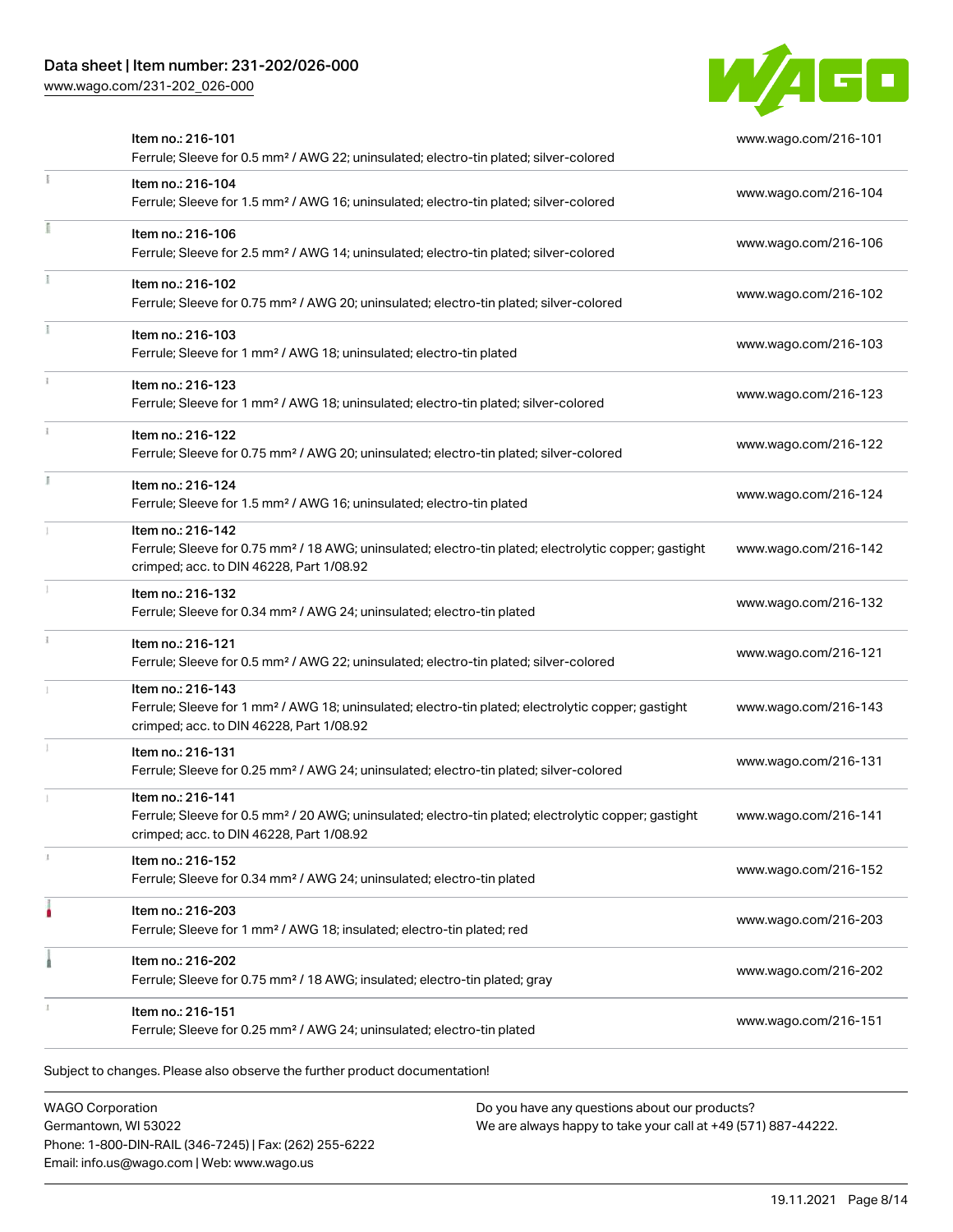| Item | Link |
| --- | --- |
| Item no.: 216-101<br>Ferrule; Sleeve for 0.5 mm² / AWG 22; uninsulated; electro-tin plated; silver-colored | www.wago.com/216-101 |
| Item no.: 216-104<br>Ferrule; Sleeve for 1.5 mm² / AWG 16; uninsulated; electro-tin plated; silver-colored | www.wago.com/216-104 |
| Item no.: 216-106<br>Ferrule; Sleeve for 2.5 mm² / AWG 14; uninsulated; electro-tin plated; silver-colored | www.wago.com/216-106 |
| Item no.: 216-102<br>Ferrule; Sleeve for 0.75 mm² / AWG 20; uninsulated; electro-tin plated; silver-colored | www.wago.com/216-102 |
| Item no.: 216-103<br>Ferrule; Sleeve for 1 mm² / AWG 18; uninsulated; electro-tin plated | www.wago.com/216-103 |
| Item no.: 216-123<br>Ferrule; Sleeve for 1 mm² / AWG 18; uninsulated; electro-tin plated; silver-colored | www.wago.com/216-123 |
| Item no.: 216-122<br>Ferrule; Sleeve for 0.75 mm² / AWG 20; uninsulated; electro-tin plated; silver-colored | www.wago.com/216-122 |
| Item no.: 216-124<br>Ferrule; Sleeve for 1.5 mm² / AWG 16; uninsulated; electro-tin plated | www.wago.com/216-124 |
| Item no.: 216-142<br>Ferrule; Sleeve for 0.75 mm² / 18 AWG; uninsulated; electro-tin plated; electrolytic copper; gastight crimped; acc. to DIN 46228, Part 1/08.92 | www.wago.com/216-142 |
| Item no.: 216-132<br>Ferrule; Sleeve for 0.34 mm² / AWG 24; uninsulated; electro-tin plated | www.wago.com/216-132 |
| Item no.: 216-121<br>Ferrule; Sleeve for 0.5 mm² / AWG 22; uninsulated; electro-tin plated; silver-colored | www.wago.com/216-121 |
| Item no.: 216-143<br>Ferrule; Sleeve for 1 mm² / AWG 18; uninsulated; electro-tin plated; electrolytic copper; gastight crimped; acc. to DIN 46228, Part 1/08.92 | www.wago.com/216-143 |
| Item no.: 216-131<br>Ferrule; Sleeve for 0.25 mm² / AWG 24; uninsulated; electro-tin plated; silver-colored | www.wago.com/216-131 |
| Item no.: 216-141<br>Ferrule; Sleeve for 0.5 mm² / 20 AWG; uninsulated; electro-tin plated; electrolytic copper; gastight crimped; acc. to DIN 46228, Part 1/08.92 | www.wago.com/216-141 |
| Item no.: 216-152<br>Ferrule; Sleeve for 0.34 mm² / AWG 24; uninsulated; electro-tin plated | www.wago.com/216-152 |
| Item no.: 216-203<br>Ferrule; Sleeve for 1 mm² / AWG 18; insulated; electro-tin plated; red | www.wago.com/216-203 |
| Item no.: 216-202<br>Ferrule; Sleeve for 0.75 mm² / 18 AWG; insulated; electro-tin plated; gray | www.wago.com/216-202 |
| Item no.: 216-151<br>Ferrule; Sleeve for 0.25 mm² / AWG 24; uninsulated; electro-tin plated | www.wago.com/216-151 |

Subject to changes. Please also observe the further product documentation!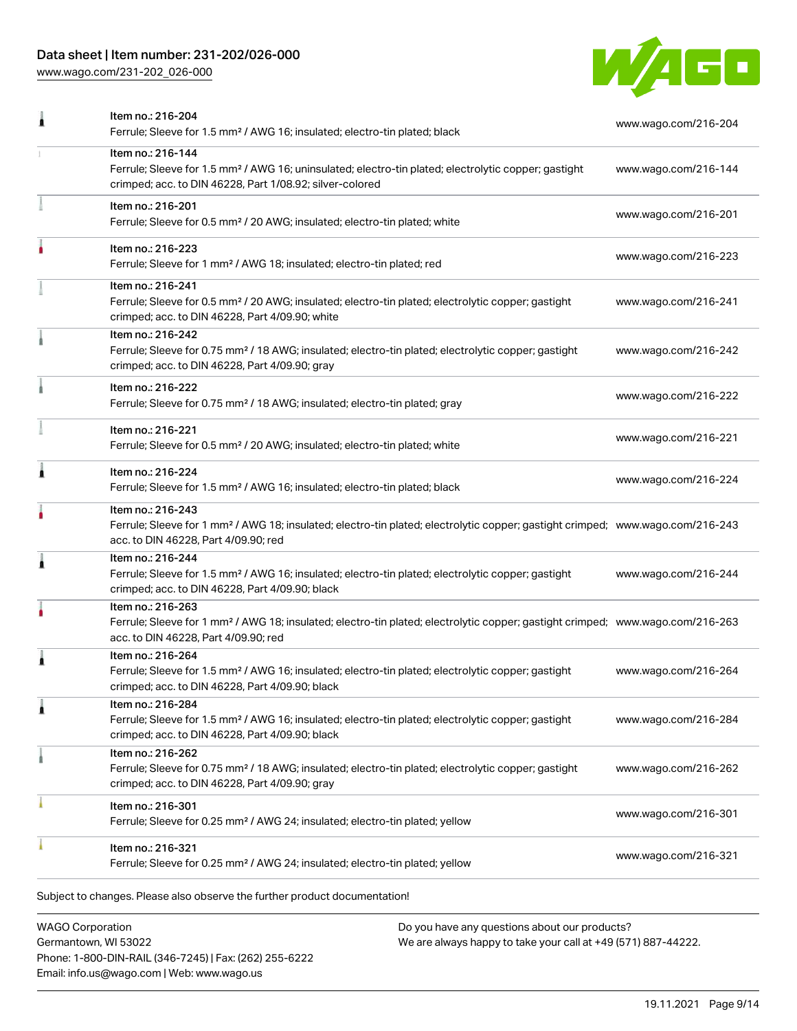| Item | URL |
| --- | --- |
| Item no.: 216-204<br>Ferrule; Sleeve for 1.5 mm² / AWG 16; insulated; electro-tin plated; black | www.wago.com/216-204 |
| Item no.: 216-144<br>Ferrule; Sleeve for 1.5 mm² / AWG 16; uninsulated; electro-tin plated; electrolytic copper; gastight crimped; acc. to DIN 46228, Part 1/08.92; silver-colored | www.wago.com/216-144 |
| Item no.: 216-201<br>Ferrule; Sleeve for 0.5 mm² / 20 AWG; insulated; electro-tin plated; white | www.wago.com/216-201 |
| Item no.: 216-223<br>Ferrule; Sleeve for 1 mm² / AWG 18; insulated; electro-tin plated; red | www.wago.com/216-223 |
| Item no.: 216-241<br>Ferrule; Sleeve for 0.5 mm² / 20 AWG; insulated; electro-tin plated; electrolytic copper; gastight crimped; acc. to DIN 46228, Part 4/09.90; white | www.wago.com/216-241 |
| Item no.: 216-242<br>Ferrule; Sleeve for 0.75 mm² / 18 AWG; insulated; electro-tin plated; electrolytic copper; gastight crimped; acc. to DIN 46228, Part 4/09.90; gray | www.wago.com/216-242 |
| Item no.: 216-222<br>Ferrule; Sleeve for 0.75 mm² / 18 AWG; insulated; electro-tin plated; gray | www.wago.com/216-222 |
| Item no.: 216-221<br>Ferrule; Sleeve for 0.5 mm² / 20 AWG; insulated; electro-tin plated; white | www.wago.com/216-221 |
| Item no.: 216-224<br>Ferrule; Sleeve for 1.5 mm² / AWG 16; insulated; electro-tin plated; black | www.wago.com/216-224 |
| Item no.: 216-243<br>Ferrule; Sleeve for 1 mm² / AWG 18; insulated; electro-tin plated; electrolytic copper; gastight crimped; acc. to DIN 46228, Part 4/09.90; red | www.wago.com/216-243 |
| Item no.: 216-244<br>Ferrule; Sleeve for 1.5 mm² / AWG 16; insulated; electro-tin plated; electrolytic copper; gastight crimped; acc. to DIN 46228, Part 4/09.90; black | www.wago.com/216-244 |
| Item no.: 216-263<br>Ferrule; Sleeve for 1 mm² / AWG 18; insulated; electro-tin plated; electrolytic copper; gastight crimped; acc. to DIN 46228, Part 4/09.90; red | www.wago.com/216-263 |
| Item no.: 216-264<br>Ferrule; Sleeve for 1.5 mm² / AWG 16; insulated; electro-tin plated; electrolytic copper; gastight crimped; acc. to DIN 46228, Part 4/09.90; black | www.wago.com/216-264 |
| Item no.: 216-284<br>Ferrule; Sleeve for 1.5 mm² / AWG 16; insulated; electro-tin plated; electrolytic copper; gastight crimped; acc. to DIN 46228, Part 4/09.90; black | www.wago.com/216-284 |
| Item no.: 216-262<br>Ferrule; Sleeve for 0.75 mm² / 18 AWG; insulated; electro-tin plated; electrolytic copper; gastight crimped; acc. to DIN 46228, Part 4/09.90; gray | www.wago.com/216-262 |
| Item no.: 216-301<br>Ferrule; Sleeve for 0.25 mm² / AWG 24; insulated; electro-tin plated; yellow | www.wago.com/216-301 |
| Item no.: 216-321<br>Ferrule; Sleeve for 0.25 mm² / AWG 24; insulated; electro-tin plated; yellow | www.wago.com/216-321 |

Subject to changes. Please also observe the further product documentation!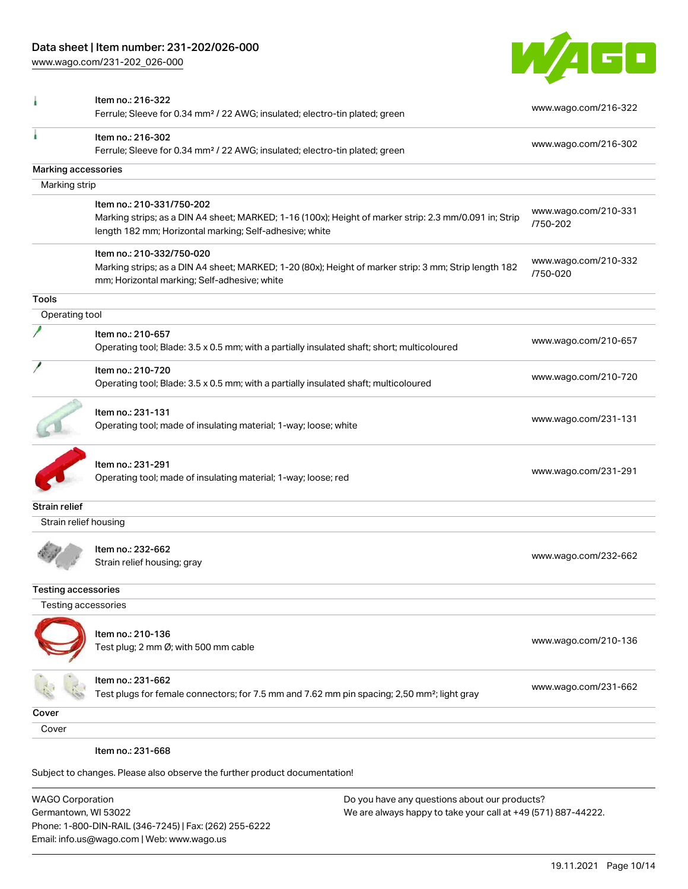| | | |
|---|---|---|
| | Item no.: 216-322<br>Ferrule; Sleeve for 0.34 mm² / 22 AWG; insulated; electro-tin plated; green | www.wago.com/216-322 |
| | Item no.: 216-302<br>Ferrule; Sleeve for 0.34 mm² / 22 AWG; insulated; electro-tin plated; green | www.wago.com/216-302 |

**Marking accessories**

Marking strip

| | | |
|---|---|---|
| | Item no.: 210-331/750-202<br>Marking strips; as a DIN A4 sheet; MARKED; 1-16 (100x); Height of marker strip: 2.3 mm/0.091 in; Strip length 182 mm; Horizontal marking; Self-adhesive; white | www.wago.com/210-331/750-202 |
| | Item no.: 210-332/750-020<br>Marking strips; as a DIN A4 sheet; MARKED; 1-20 (80x); Height of marker strip: 3 mm; Strip length 182 mm; Horizontal marking; Self-adhesive; white | www.wago.com/210-332/750-020 |

**Tools**

Operating tool

| | | |
|---|---|---|
| | Item no.: 210-657<br>Operating tool; Blade: 3.5 x 0.5 mm; with a partially insulated shaft; short; multicoloured | www.wago.com/210-657 |
| | Item no.: 210-720<br>Operating tool; Blade: 3.5 x 0.5 mm; with a partially insulated shaft; multicoloured | www.wago.com/210-720 |
| | Item no.: 231-131<br>Operating tool; made of insulating material; 1-way; loose; white | www.wago.com/231-131 |
| | Item no.: 231-291<br>Operating tool; made of insulating material; 1-way; loose; red | www.wago.com/231-291 |

**Strain relief**

Strain relief housing

| | | |
|---|---|---|
| | Item no.: 232-662<br>Strain relief housing; gray | www.wago.com/232-662 |

**Testing accessories**

Testing accessories

| | | |
|---|---|---|
| | Item no.: 210-136<br>Test plug; 2 mm Ø; with 500 mm cable | www.wago.com/210-136 |
| | Item no.: 231-662<br>Test plugs for female connectors; for 7.5 mm and 7.62 mm pin spacing; 2,50 mm²; light gray | www.wago.com/231-662 |

**Cover**

Cover

Item no.: 231-668

Subject to changes. Please also observe the further product documentation!

WAGO Corporation
Germantown, WI 53022
Phone: 1-800-DIN-RAIL (346-7245) | Fax: (262) 255-6222
Email: info.us@wago.com | Web: www.wago.us

Do you have any questions about our products?
We are always happy to take your call at +49 (571) 887-44222.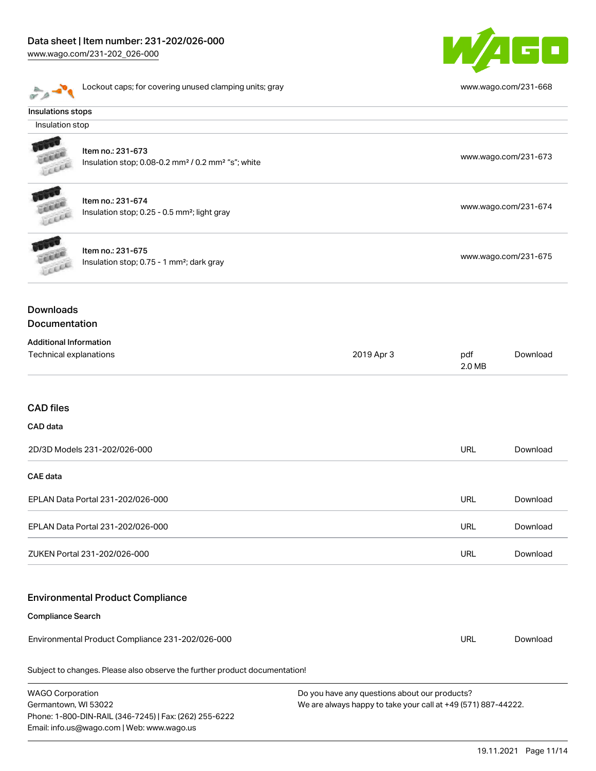| | | |
|---|---|---|
| | Lockout caps; for covering unused clamping units; gray | www.wago.com/231-668 |

### Insulations stops

Insulation stop

| | | |
|---|---|---|
| | Item no.: 231-673<br>Insulation stop; 0.08-0.2 mm² / 0.2 mm² "s"; white | www.wago.com/231-673 |
| | Item no.: 231-674<br>Insulation stop; 0.25 - 0.5 mm²; light gray | www.wago.com/231-674 |
| | Item no.: 231-675<br>Insulation stop; 0.75 - 1 mm²; dark gray | www.wago.com/231-675 |

## Downloads

## Documentation

**Additional Information**

| | | | |
|---|---|---|---|
| Technical explanations | 2019 Apr 3 | pdf<br>2.0 MB | Download |

## CAD files

**CAD data**

| | | |
|---|---|---|
| 2D/3D Models 231-202/026-000 | URL | Download |

**CAE data**

| | | |
|---|---|---|
| EPLAN Data Portal 231-202/026-000 | URL | Download |
| EPLAN Data Portal 231-202/026-000 | URL | Download |
| ZUKEN Portal 231-202/026-000 | URL | Download |

## Environmental Product Compliance

**Compliance Search**

| | | |
|---|---|---|
| Environmental Product Compliance 231-202/026-000 | URL | Download |

Subject to changes. Please also observe the further product documentation!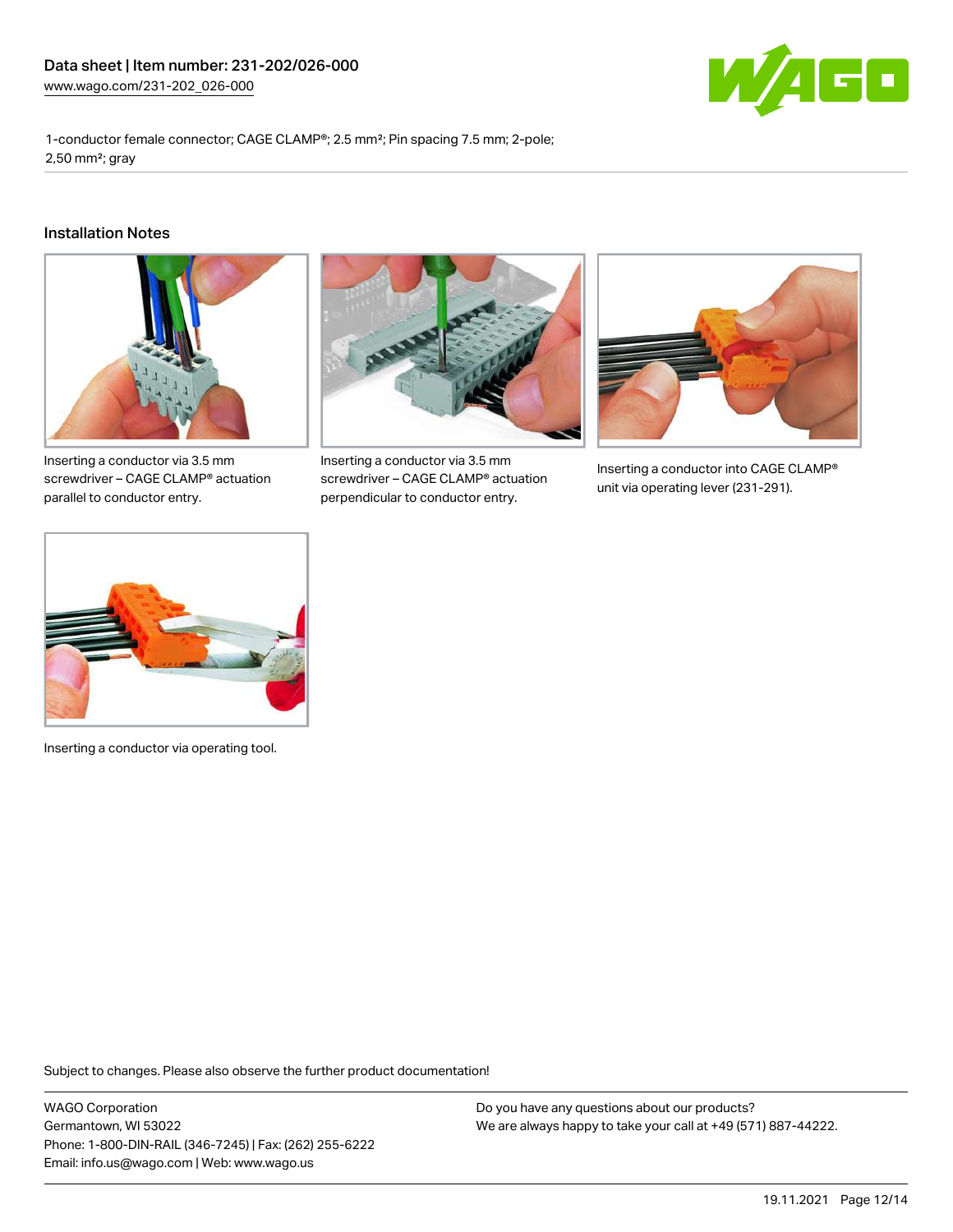1-conductor female connector; CAGE CLAMP®; 2.5 mm²; Pin spacing 7.5 mm; 2-pole; 2,50 mm²; gray

## Installation Notes

Inserting a conductor via 3.5 mm screwdriver – CAGE CLAMP® actuation parallel to conductor entry.

Inserting a conductor via 3.5 mm screwdriver – CAGE CLAMP® actuation perpendicular to conductor entry.

Inserting a conductor into CAGE CLAMP® unit via operating lever (231-291).

Inserting a conductor via operating tool.

Subject to changes. Please also observe the further product documentation!

WAGO Corporation
Germantown, WI 53022
Phone: 1-800-DIN-RAIL (346-7245) | Fax: (262) 255-6222
Email: info.us@wago.com | Web: www.wago.us

Do you have any questions about our products?
We are always happy to take your call at +49 (571) 887-44222.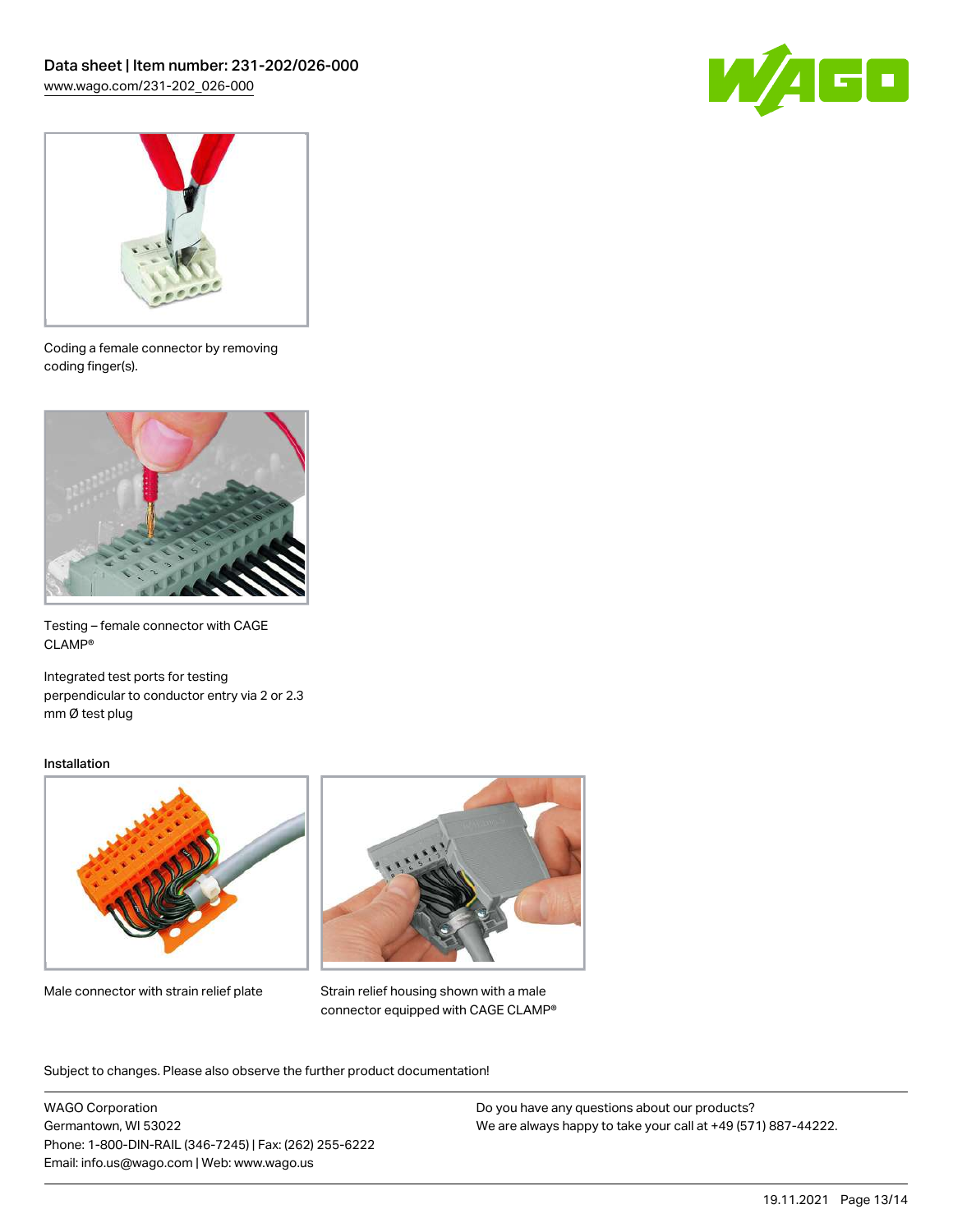Coding a female connector by removing coding finger(s).

Testing – female connector with CAGE CLAMP®

Integrated test ports for testing perpendicular to conductor entry via 2 or 2.3 mm Ø test plug

### Installation

Male connector with strain relief plate

Strain relief housing shown with a male connector equipped with CAGE CLAMP®

Subject to changes. Please also observe the further product documentation!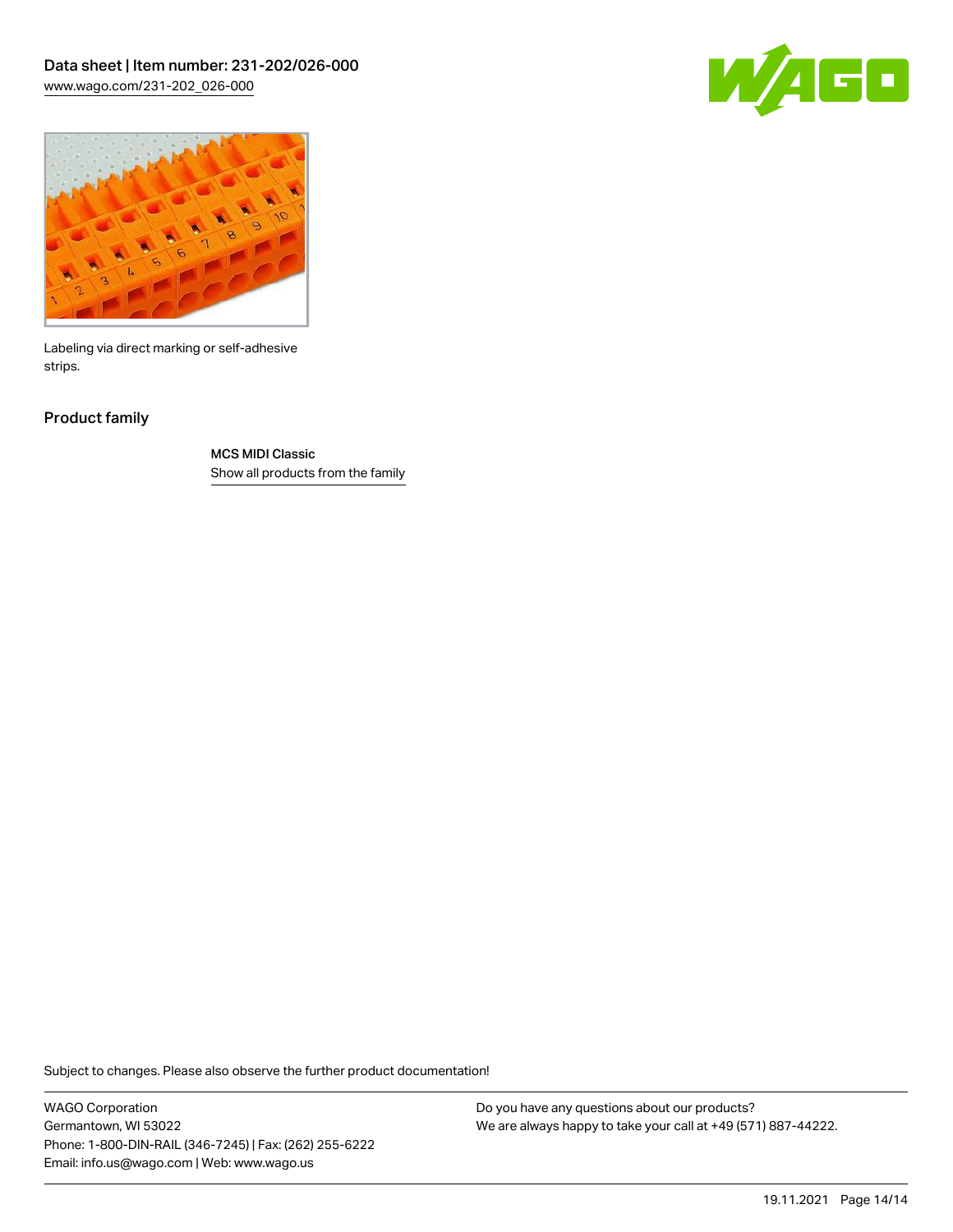Labeling via direct marking or self-adhesive strips.

## Product family

**MCS MIDI Classic**

Show all products from the family

Subject to changes. Please also observe the further product documentation!

WAGO Corporation
Germantown, WI 53022
Phone: 1-800-DIN-RAIL (346-7245) | Fax: (262) 255-6222
Email: info.us@wago.com | Web: www.wago.us

Do you have any questions about our products?
We are always happy to take your call at +49 (571) 887-44222.